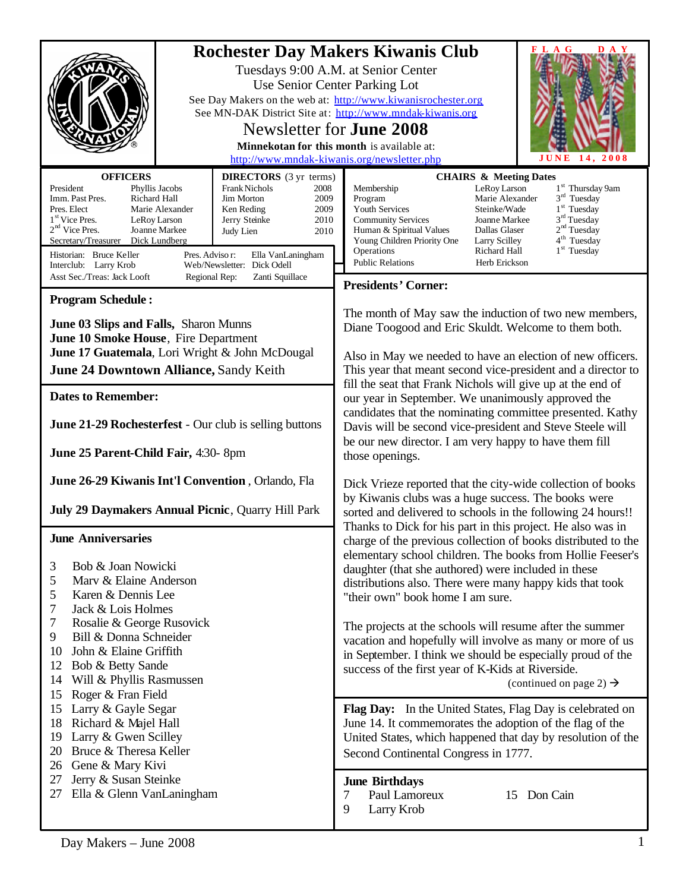# Rochester Day Makers Kiwanis Club

Tuesdays 9:00 A.M. at Senior Center
Use Senior Center Parking Lot
See Day Makers on the web at: http://www.kiwanisrochester.org
See MN-DAK District Site at: http://www.mndak-kiwanis.org

## Newsletter for June 2008

**Minnekotan for this month** is available at:
http://www.mndak-kiwanis.org/newsletter.php

FLAG DAY
JUNE 14, 2008

| **OFFICERS** | |
|---|---|
| President | Phyllis Jacobs |
| Imm. Past Pres. | Richard Hall |
| Pres. Elect | Marie Alexander |
| 1st Vice Pres. | LeRoy Larson |
| 2nd Vice Pres. | Joanne Markee |
| Secretary/Treasurer | Dick Lundberg |

| **DIRECTORS** (3 yr terms) | |
|---|---|
| Frank Nichols | 2008 |
| Jim Morton | 2009 |
| Ken Reding | 2009 |
| Jerry Steinke | 2010 |
| Judy Lien | 2010 |

Historian: Bruce Keller
Interclub: Larry Krob
Asst Sec./Treas: Jack Looft
Pres. Advisor: Ella VanLaningham
Web/Newsletter: Dick Odell
Regional Rep: Zanti Squillace

| **CHAIRS & Meeting Dates** | | |
|---|---|---|
| Membership | LeRoy Larson | 1st Thursday 9am |
| Program | Marie Alexander | 3rd Tuesday |
| Youth Services | Steinke/Wade | 1st Tuesday |
| Community Services | Joanne Markee | 3rd Tuesday |
| Human & Spiritual Values | Dallas Glaser | 2nd Tuesday |
| Young Children Priority One | Larry Scilley | 4th Tuesday |
| Operations | Richard Hall | 1st Tuesday |
| Public Relations | Herb Erickson | |

### Program Schedule :

**June 03 Slips and Falls,** Sharon Munns
**June 10 Smoke House**, Fire Department
**June 17 Guatemala**, Lori Wright & John McDougal
**June 24 Downtown Alliance,** Sandy Keith

### Dates to Remember:

**June 21-29 Rochesterfest** - Our club is selling buttons

**June 25 Parent-Child Fair,** 4:30- 8pm

**June 26-29 Kiwanis Int'l Convention** , Orlando, Fla

**July 29 Daymakers Annual Picnic**, Quarry Hill Park

### June Anniversaries

3 Bob & Joan Nowicki
5 Marv & Elaine Anderson
5 Karen & Dennis Lee
7 Jack & Lois Holmes
7 Rosalie & George Rusovick
9 Bill & Donna Schneider
10 John & Elaine Griffith
12 Bob & Betty Sande
14 Will & Phyllis Rasmussen
15 Roger & Fran Field
15 Larry & Gayle Segar
18 Richard & Majel Hall
19 Larry & Gwen Scilley
20 Bruce & Theresa Keller
26 Gene & Mary Kivi
27 Jerry & Susan Steinke
27 Ella & Glenn VanLaningham

### Presidents' Corner:

The month of May saw the induction of two new members, Diane Toogood and Eric Skuldt. Welcome to them both.

Also in May we needed to have an election of new officers. This year that meant second vice-president and a director to fill the seat that Frank Nichols will give up at the end of our year in September. We unanimously approved the candidates that the nominating committee presented. Kathy Davis will be second vice-president and Steve Steele will be our new director. I am very happy to have them fill those openings.

Dick Vrieze reported that the city-wide collection of books by Kiwanis clubs was a huge success. The books were sorted and delivered to schools in the following 24 hours!! Thanks to Dick for his part in this project. He also was in charge of the previous collection of books distributed to the elementary school children. The books from Hollie Feeser's daughter (that she authored) were included in these distributions also. There were many happy kids that took "their own" book home I am sure.

The projects at the schools will resume after the summer vacation and hopefully will involve as many or more of us in September. I think we should be especially proud of the success of the first year of K-Kids at Riverside.

(continued on page 2) →

**Flag Day:** In the United States, Flag Day is celebrated on June 14. It commemorates the adoption of the flag of the United States, which happened that day by resolution of the Second Continental Congress in 1777.

### June Birthdays

7 Paul Lamoreux
9 Larry Krob
15 Don Cain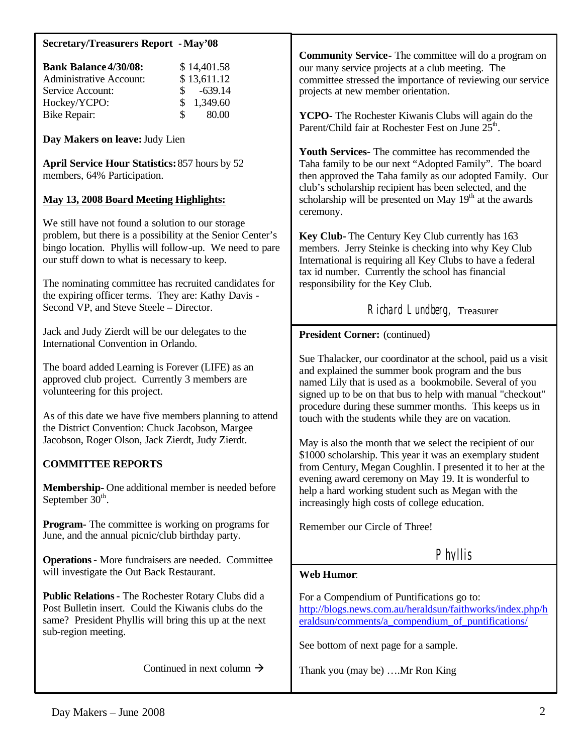**Secretary/Treasurers Report - May'08**

| | |
|---|---|
| **Bank Balance 4/30/08:** | $ 14,401.58 |
| Administrative Account: | $ 13,611.12 |
| Service Account: | $ -639.14 |
| Hockey/YCPO: | $ 1,349.60 |
| Bike Repair: | $ 80.00 |

**Day Makers on leave:** Judy Lien

**April Service Hour Statistics:** 857 hours by 52 members, 64% Participation.

**May 13, 2008 Board Meeting Highlights:**

We still have not found a solution to our storage problem, but there is a possibility at the Senior Center's bingo location. Phyllis will follow-up. We need to pare our stuff down to what is necessary to keep.

The nominating committee has recruited candidates for the expiring officer terms. They are: Kathy Davis - Second VP, and Steve Steele – Director.

Jack and Judy Zierdt will be our delegates to the International Convention in Orlando.

The board added Learning is Forever (LIFE) as an approved club project. Currently 3 members are volunteering for this project.

As of this date we have five members planning to attend the District Convention: Chuck Jacobson, Margee Jacobson, Roger Olson, Jack Zierdt, Judy Zierdt.

**COMMITTEE REPORTS**

**Membership**- One additional member is needed before September 30th.

**Program**- The committee is working on programs for June, and the annual picnic/club birthday party.

**Operations** - More fundraisers are needed. Committee will investigate the Out Back Restaurant.

**Public Relations** - The Rochester Rotary Clubs did a Post Bulletin insert. Could the Kiwanis clubs do the same? President Phyllis will bring this up at the next sub-region meeting.

Continued in next column →

**Community Service**- The committee will do a program on our many service projects at a club meeting. The committee stressed the importance of reviewing our service projects at new member orientation.

**YCPO**- The Rochester Kiwanis Clubs will again do the Parent/Child fair at Rochester Fest on June 25th.

**Youth Services**- The committee has recommended the Taha family to be our next "Adopted Family". The board then approved the Taha family as our adopted Family. Our club's scholarship recipient has been selected, and the scholarship will be presented on May 19th at the awards ceremony.

**Key Club**- The Century Key Club currently has 163 members. Jerry Steinke is checking into why Key Club International is requiring all Key Clubs to have a federal tax id number. Currently the school has financial responsibility for the Key Club.

Richard Lundberg, Treasurer

**President Corner:** (continued)

Sue Thalacker, our coordinator at the school, paid us a visit and explained the summer book program and the bus named Lily that is used as a bookmobile. Several of you signed up to be on that bus to help with manual "checkout" procedure during these summer months. This keeps us in touch with the students while they are on vacation.

May is also the month that we select the recipient of our $1000 scholarship. This year it was an exemplary student from Century, Megan Coughlin. I presented it to her at the evening award ceremony on May 19. It is wonderful to help a hard working student such as Megan with the increasingly high costs of college education.

Remember our Circle of Three!

Phyllis

**Web Humor**:

For a Compendium of Puntifications go to: http://blogs.news.com.au/heraldsun/faithworks/index.php/heraldsun/comments/a_compendium_of_puntifications/

See bottom of next page for a sample.

Thank you (may be) ….Mr Ron King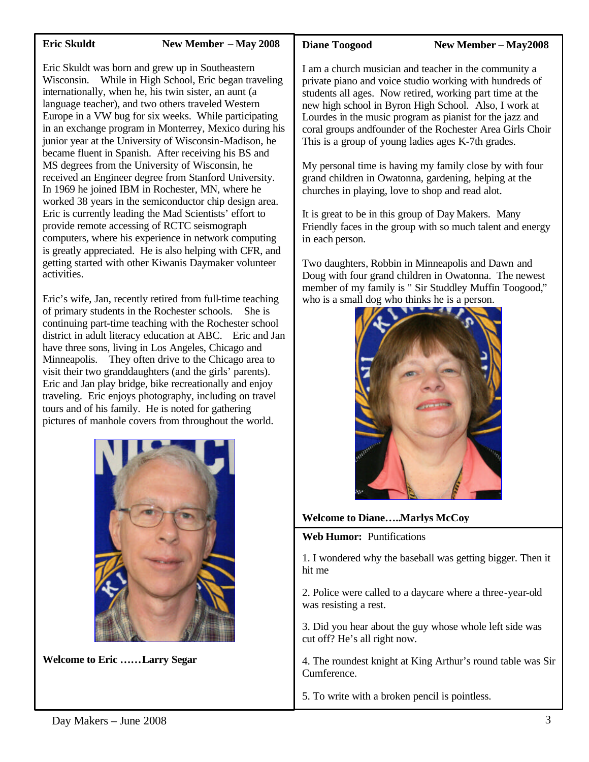**Eric Skuldt** **New Member – May 2008**

Eric Skuldt was born and grew up in Southeastern Wisconsin. While in High School, Eric began traveling internationally, when he, his twin sister, an aunt (a language teacher), and two others traveled Western Europe in a VW bug for six weeks. While participating in an exchange program in Monterrey, Mexico during his junior year at the University of Wisconsin-Madison, he became fluent in Spanish. After receiving his BS and MS degrees from the University of Wisconsin, he received an Engineer degree from Stanford University. In 1969 he joined IBM in Rochester, MN, where he worked 38 years in the semiconductor chip design area. Eric is currently leading the Mad Scientists' effort to provide remote accessing of RCTC seismograph computers, where his experience in network computing is greatly appreciated. He is also helping with CFR, and getting started with other Kiwanis Daymaker volunteer activities.

Eric's wife, Jan, recently retired from full-time teaching of primary students in the Rochester schools. She is continuing part-time teaching with the Rochester school district in adult literacy education at ABC. Eric and Jan have three sons, living in Los Angeles, Chicago and Minneapolis. They often drive to the Chicago area to visit their two granddaughters (and the girls' parents). Eric and Jan play bridge, bike recreationally and enjoy traveling. Eric enjoys photography, including on travel tours and of his family. He is noted for gathering pictures of manhole covers from throughout the world.

**Welcome to Eric ……Larry Segar**

**Diane Toogood** **New Member – May2008**

I am a church musician and teacher in the community a private piano and voice studio working with hundreds of students all ages. Now retired, working part time at the new high school in Byron High School. Also, I work at Lourdes in the music program as pianist for the jazz and coral groups andfounder of the Rochester Area Girls Choir This is a group of young ladies ages K-7th grades.

My personal time is having my family close by with four grand children in Owatonna, gardening, helping at the churches in playing, love to shop and read alot.

It is great to be in this group of Day Makers. Many Friendly faces in the group with so much talent and energy in each person.

Two daughters, Robbin in Minneapolis and Dawn and Doug with four grand children in Owatonna. The newest member of my family is " Sir Studdley Muffin Toogood," who is a small dog who thinks he is a person.

**Welcome to Diane…..Marlys McCoy**

**Web Humor:** Puntifications

1. I wondered why the baseball was getting bigger. Then it hit me

2. Police were called to a daycare where a three-year-old was resisting a rest.

3. Did you hear about the guy whose whole left side was cut off? He's all right now.

4. The roundest knight at King Arthur's round table was Sir Cumference.

5. To write with a broken pencil is pointless.